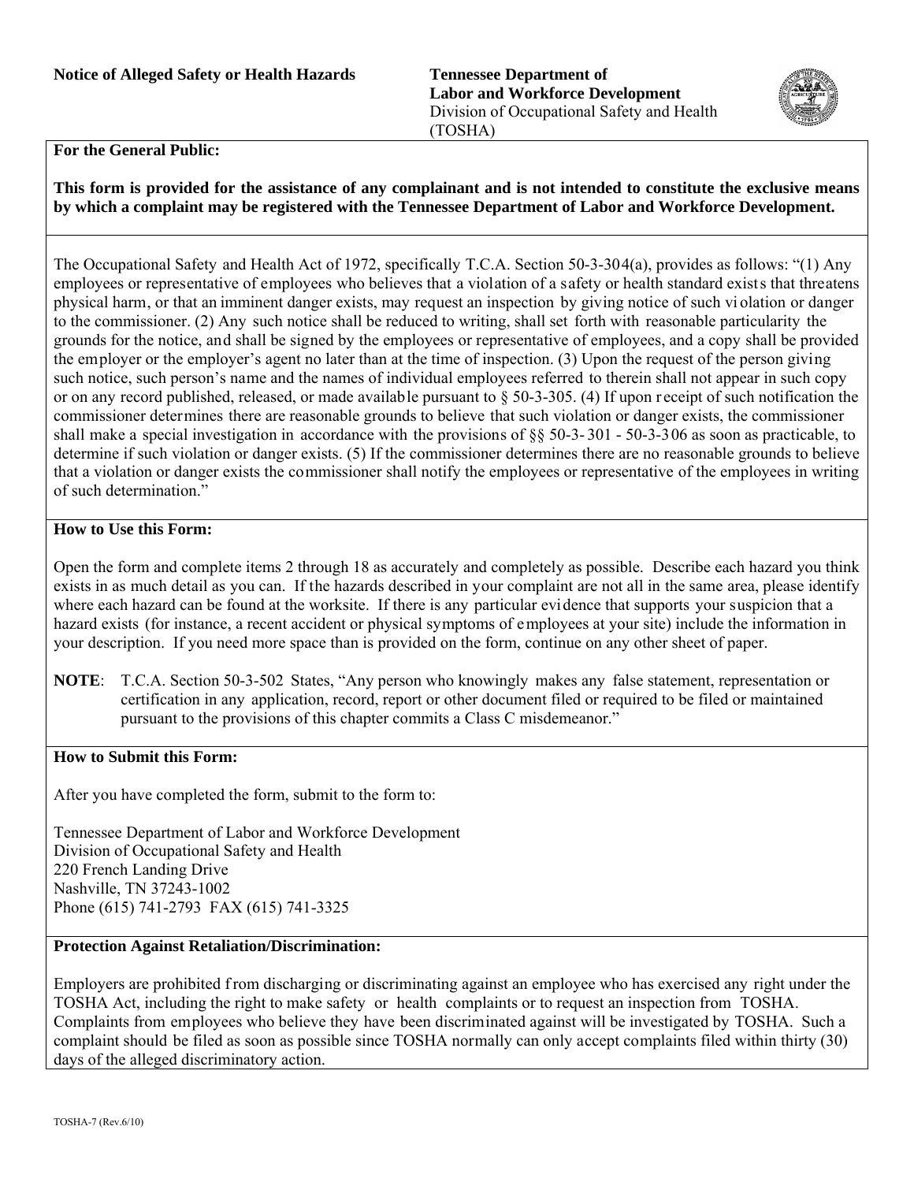**Notice of Alleged Safety or Health Hazards**

**Tennessee Department of Labor and Workforce Development**
Division of Occupational Safety and Health (TOSHA)

## For the General Public:

**This form is provided for the assistance of any complainant and is not intended to constitute the exclusive means by which a complaint may be registered with the Tennessee Department of Labor and Workforce Development.**

The Occupational Safety and Health Act of 1972, specifically T.C.A. Section 50-3-304(a), provides as follows: "(1) Any employees or representative of employees who believes that a violation of a safety or health standard exists that threatens physical harm, or that an imminent danger exists, may request an inspection by giving notice of such violation or danger to the commissioner. (2) Any such notice shall be reduced to writing, shall set forth with reasonable particularity the grounds for the notice, and shall be signed by the employees or representative of employees, and a copy shall be provided the employer or the employer's agent no later than at the time of inspection. (3) Upon the request of the person giving such notice, such person's name and the names of individual employees referred to therein shall not appear in such copy or on any record published, released, or made available pursuant to § 50-3-305. (4) If upon receipt of such notification the commissioner determines there are reasonable grounds to believe that such violation or danger exists, the commissioner shall make a special investigation in accordance with the provisions of §§ 50-3-301 - 50-3-306 as soon as practicable, to determine if such violation or danger exists. (5) If the commissioner determines there are no reasonable grounds to believe that a violation or danger exists the commissioner shall notify the employees or representative of the employees in writing of such determination."

## How to Use this Form:

Open the form and complete items 2 through 18 as accurately and completely as possible. Describe each hazard you think exists in as much detail as you can. If the hazards described in your complaint are not all in the same area, please identify where each hazard can be found at the worksite. If there is any particular evidence that supports your suspicion that a hazard exists (for instance, a recent accident or physical symptoms of employees at your site) include the information in your description. If you need more space than is provided on the form, continue on any other sheet of paper.

**NOTE**: T.C.A. Section 50-3-502 States, "Any person who knowingly makes any false statement, representation or certification in any application, record, report or other document filed or required to be filed or maintained pursuant to the provisions of this chapter commits a Class C misdemeanor."

## How to Submit this Form:

After you have completed the form, submit to the form to:

Tennessee Department of Labor and Workforce Development
Division of Occupational Safety and Health
220 French Landing Drive
Nashville, TN 37243-1002
Phone (615) 741-2793 FAX (615) 741-3325

## Protection Against Retaliation/Discrimination:

Employers are prohibited from discharging or discriminating against an employee who has exercised any right under the TOSHA Act, including the right to make safety or health complaints or to request an inspection from TOSHA. Complaints from employees who believe they have been discriminated against will be investigated by TOSHA. Such a complaint should be filed as soon as possible since TOSHA normally can only accept complaints filed within thirty (30) days of the alleged discriminatory action.

TOSHA-7 (Rev.6/10)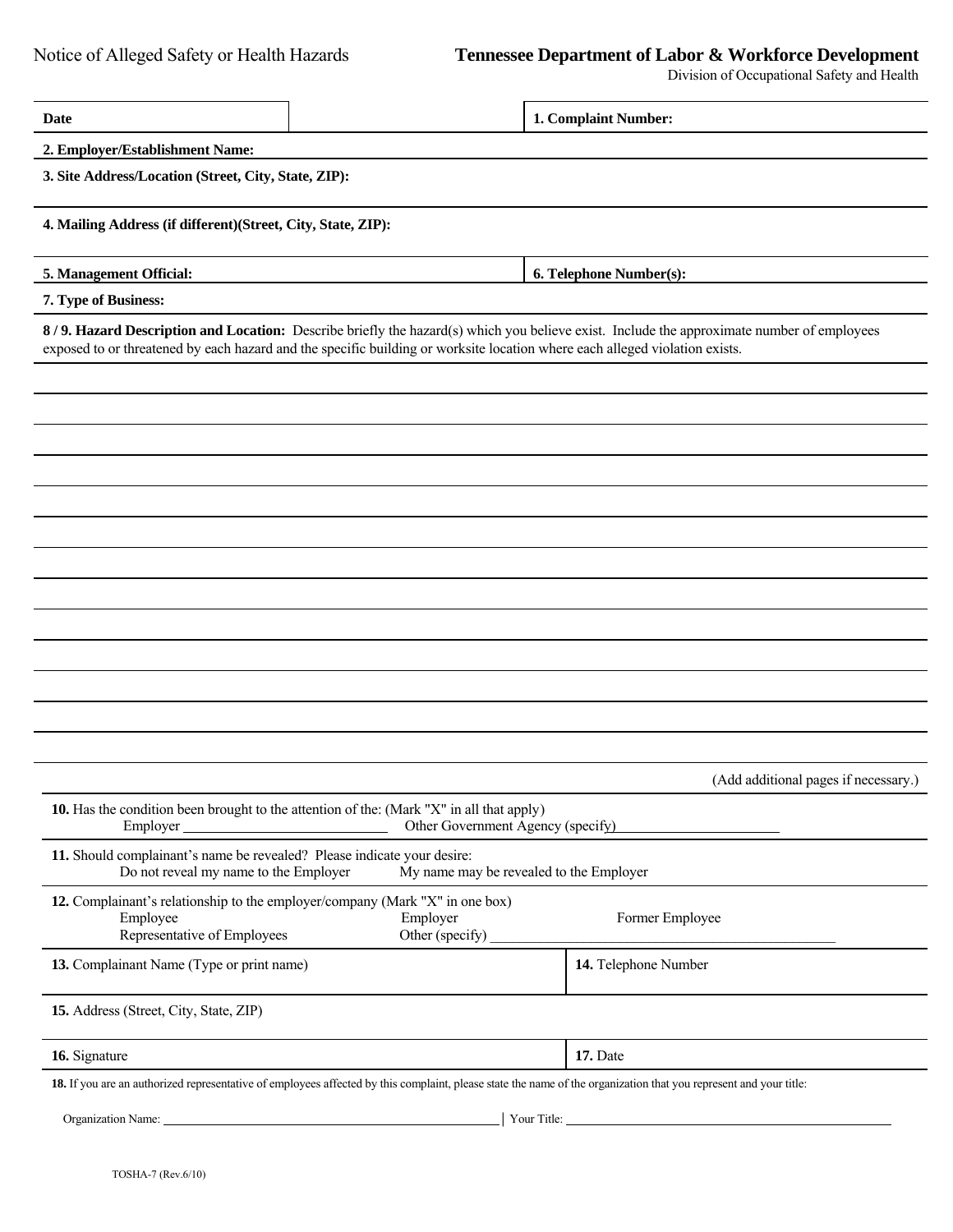Notice of Alleged Safety or Health Hazards

**Tennessee Department of Labor & Workforce Development**
Division of Occupational Safety and Health

| | | |
|---|---|---|
| **Date** | | **1. Complaint Number:** |

**2. Employer/Establishment Name:**

**3. Site Address/Location (Street, City, State, ZIP):**

**4. Mailing Address (if different)(Street, City, State, ZIP):**

| | |
|---|---|
| **5. Management Official:** | **6. Telephone Number(s):** |

**7. Type of Business:**

**8 / 9. Hazard Description and Location:** Describe briefly the hazard(s) which you believe exist. Include the approximate number of employees exposed to or threatened by each hazard and the specific building or worksite location where each alleged violation exists.

(Add additional pages if necessary.)

**10.** Has the condition been brought to the attention of the: (Mark "X" in all that apply)
Employer ____________ Other Government Agency (specify) ____________

**11.** Should complainant's name be revealed? Please indicate your desire:
Do not reveal my name to the Employer     My name may be revealed to the Employer

**12.** Complainant's relationship to the employer/company (Mark "X" in one box)
Employee     Employer     Former Employee
Representative of Employees     Other (specify) ____________

| | |
|---|---|
| **13.** Complainant Name (Type or print name) | **14.** Telephone Number |

**15.** Address (Street, City, State, ZIP)

| | |
|---|---|
| **16.** Signature | **17.** Date |

**18.** If you are an authorized representative of employees affected by this complaint, please state the name of the organization that you represent and your title:

Organization Name: ____________ | Your Title: ____________

TOSHA-7 (Rev.6/10)